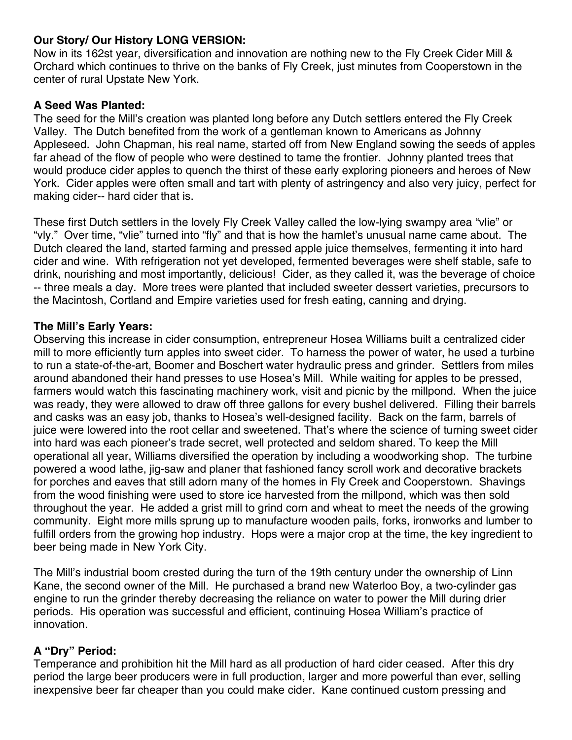**Our Story/ Our History LONG VERSION:**

Now in its 162st year, diversification and innovation are nothing new to the Fly Creek Cider Mill & Orchard which continues to thrive on the banks of Fly Creek, just minutes from Cooperstown in the center of rural Upstate New York.

**A Seed Was Planted:**

The seed for the Mill's creation was planted long before any Dutch settlers entered the Fly Creek Valley. The Dutch benefited from the work of a gentleman known to Americans as Johnny Appleseed. John Chapman, his real name, started off from New England sowing the seeds of apples far ahead of the flow of people who were destined to tame the frontier. Johnny planted trees that would produce cider apples to quench the thirst of these early exploring pioneers and heroes of New York. Cider apples were often small and tart with plenty of astringency and also very juicy, perfect for making cider-- hard cider that is.

These first Dutch settlers in the lovely Fly Creek Valley called the low-lying swampy area "vlie" or "vly." Over time, "vlie" turned into "fly" and that is how the hamlet's unusual name came about. The Dutch cleared the land, started farming and pressed apple juice themselves, fermenting it into hard cider and wine. With refrigeration not yet developed, fermented beverages were shelf stable, safe to drink, nourishing and most importantly, delicious! Cider, as they called it, was the beverage of choice -- three meals a day. More trees were planted that included sweeter dessert varieties, precursors to the Macintosh, Cortland and Empire varieties used for fresh eating, canning and drying.

**The Mill's Early Years:**

Observing this increase in cider consumption, entrepreneur Hosea Williams built a centralized cider mill to more efficiently turn apples into sweet cider. To harness the power of water, he used a turbine to run a state-of-the-art, Boomer and Boschert water hydraulic press and grinder. Settlers from miles around abandoned their hand presses to use Hosea's Mill. While waiting for apples to be pressed, farmers would watch this fascinating machinery work, visit and picnic by the millpond. When the juice was ready, they were allowed to draw off three gallons for every bushel delivered. Filling their barrels and casks was an easy job, thanks to Hosea's well-designed facility. Back on the farm, barrels of juice were lowered into the root cellar and sweetened. That's where the science of turning sweet cider into hard was each pioneer's trade secret, well protected and seldom shared. To keep the Mill operational all year, Williams diversified the operation by including a woodworking shop. The turbine powered a wood lathe, jig-saw and planer that fashioned fancy scroll work and decorative brackets for porches and eaves that still adorn many of the homes in Fly Creek and Cooperstown. Shavings from the wood finishing were used to store ice harvested from the millpond, which was then sold throughout the year. He added a grist mill to grind corn and wheat to meet the needs of the growing community. Eight more mills sprung up to manufacture wooden pails, forks, ironworks and lumber to fulfill orders from the growing hop industry. Hops were a major crop at the time, the key ingredient to beer being made in New York City.

The Mill's industrial boom crested during the turn of the 19th century under the ownership of Linn Kane, the second owner of the Mill. He purchased a brand new Waterloo Boy, a two-cylinder gas engine to run the grinder thereby decreasing the reliance on water to power the Mill during drier periods. His operation was successful and efficient, continuing Hosea William's practice of innovation.

**A "Dry" Period:**

Temperance and prohibition hit the Mill hard as all production of hard cider ceased. After this dry period the large beer producers were in full production, larger and more powerful than ever, selling inexpensive beer far cheaper than you could make cider. Kane continued custom pressing and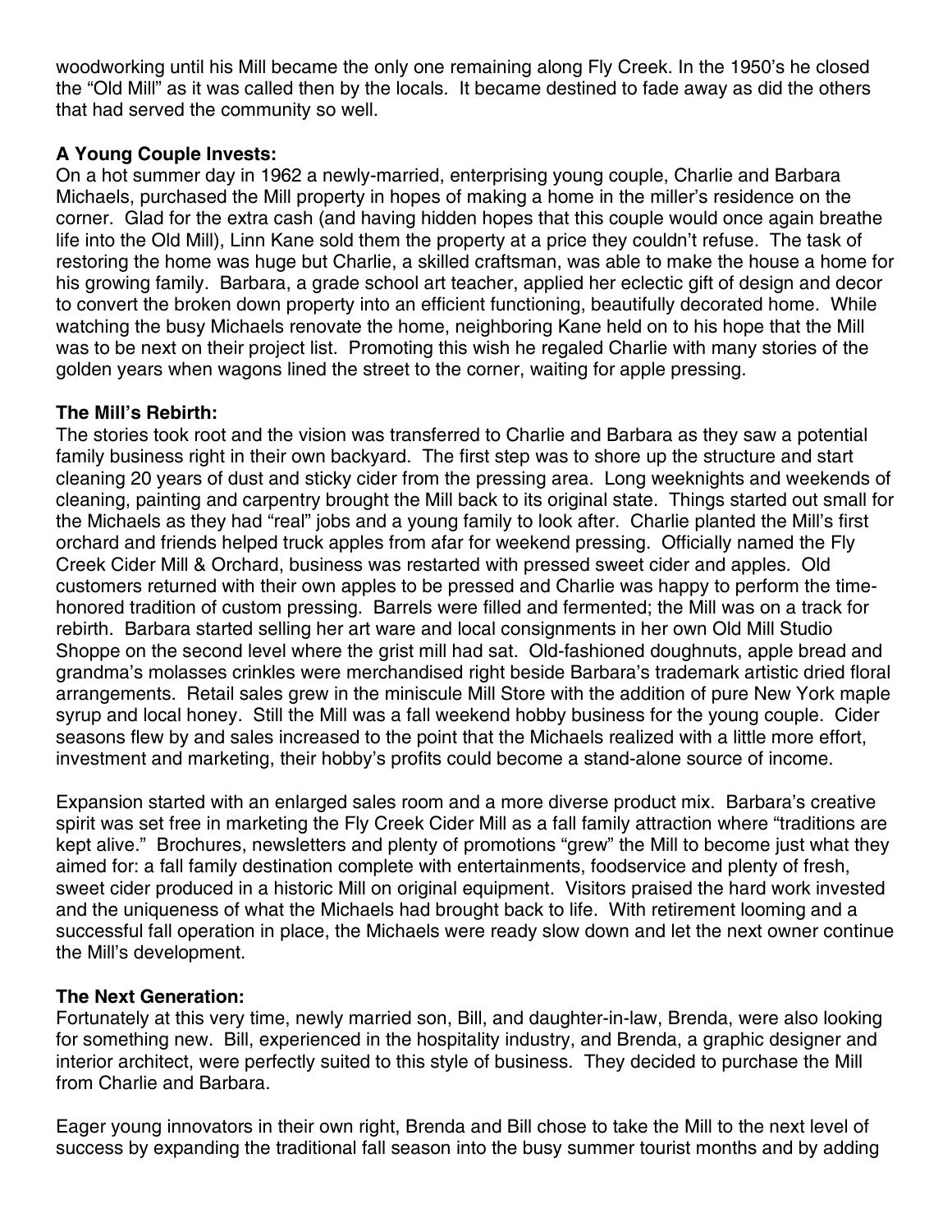woodworking until his Mill became the only one remaining along Fly Creek. In the 1950's he closed the "Old Mill" as it was called then by the locals. It became destined to fade away as did the others that had served the community so well.

**A Young Couple Invests:**
On a hot summer day in 1962 a newly-married, enterprising young couple, Charlie and Barbara Michaels, purchased the Mill property in hopes of making a home in the miller's residence on the corner. Glad for the extra cash (and having hidden hopes that this couple would once again breathe life into the Old Mill), Linn Kane sold them the property at a price they couldn't refuse. The task of restoring the home was huge but Charlie, a skilled craftsman, was able to make the house a home for his growing family. Barbara, a grade school art teacher, applied her eclectic gift of design and decor to convert the broken down property into an efficient functioning, beautifully decorated home. While watching the busy Michaels renovate the home, neighboring Kane held on to his hope that the Mill was to be next on their project list. Promoting this wish he regaled Charlie with many stories of the golden years when wagons lined the street to the corner, waiting for apple pressing.

**The Mill's Rebirth:**
The stories took root and the vision was transferred to Charlie and Barbara as they saw a potential family business right in their own backyard. The first step was to shore up the structure and start cleaning 20 years of dust and sticky cider from the pressing area. Long weeknights and weekends of cleaning, painting and carpentry brought the Mill back to its original state. Things started out small for the Michaels as they had "real" jobs and a young family to look after. Charlie planted the Mill's first orchard and friends helped truck apples from afar for weekend pressing. Officially named the Fly Creek Cider Mill & Orchard, business was restarted with pressed sweet cider and apples. Old customers returned with their own apples to be pressed and Charlie was happy to perform the time-honored tradition of custom pressing. Barrels were filled and fermented; the Mill was on a track for rebirth. Barbara started selling her art ware and local consignments in her own Old Mill Studio Shoppe on the second level where the grist mill had sat. Old-fashioned doughnuts, apple bread and grandma's molasses crinkles were merchandised right beside Barbara's trademark artistic dried floral arrangements. Retail sales grew in the miniscule Mill Store with the addition of pure New York maple syrup and local honey. Still the Mill was a fall weekend hobby business for the young couple. Cider seasons flew by and sales increased to the point that the Michaels realized with a little more effort, investment and marketing, their hobby's profits could become a stand-alone source of income.

Expansion started with an enlarged sales room and a more diverse product mix. Barbara's creative spirit was set free in marketing the Fly Creek Cider Mill as a fall family attraction where "traditions are kept alive." Brochures, newsletters and plenty of promotions "grew" the Mill to become just what they aimed for: a fall family destination complete with entertainments, foodservice and plenty of fresh, sweet cider produced in a historic Mill on original equipment. Visitors praised the hard work invested and the uniqueness of what the Michaels had brought back to life. With retirement looming and a successful fall operation in place, the Michaels were ready slow down and let the next owner continue the Mill's development.

**The Next Generation:**
Fortunately at this very time, newly married son, Bill, and daughter-in-law, Brenda, were also looking for something new. Bill, experienced in the hospitality industry, and Brenda, a graphic designer and interior architect, were perfectly suited to this style of business. They decided to purchase the Mill from Charlie and Barbara.

Eager young innovators in their own right, Brenda and Bill chose to take the Mill to the next level of success by expanding the traditional fall season into the busy summer tourist months and by adding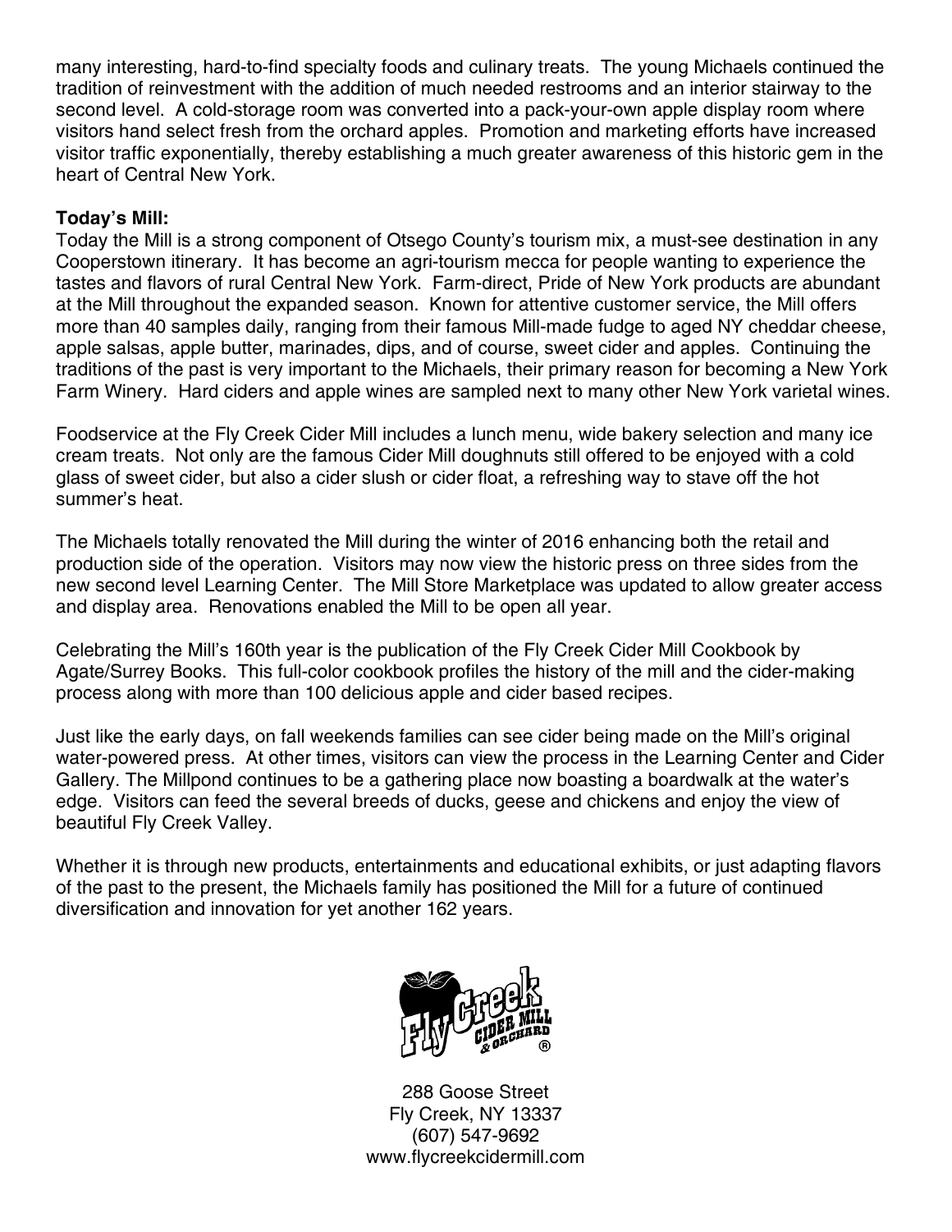many interesting, hard-to-find specialty foods and culinary treats. The young Michaels continued the tradition of reinvestment with the addition of much needed restrooms and an interior stairway to the second level. A cold-storage room was converted into a pack-your-own apple display room where visitors hand select fresh from the orchard apples. Promotion and marketing efforts have increased visitor traffic exponentially, thereby establishing a much greater awareness of this historic gem in the heart of Central New York.

**Today's Mill:**

Today the Mill is a strong component of Otsego County's tourism mix, a must-see destination in any Cooperstown itinerary. It has become an agri-tourism mecca for people wanting to experience the tastes and flavors of rural Central New York. Farm-direct, Pride of New York products are abundant at the Mill throughout the expanded season. Known for attentive customer service, the Mill offers more than 40 samples daily, ranging from their famous Mill-made fudge to aged NY cheddar cheese, apple salsas, apple butter, marinades, dips, and of course, sweet cider and apples. Continuing the traditions of the past is very important to the Michaels, their primary reason for becoming a New York Farm Winery. Hard ciders and apple wines are sampled next to many other New York varietal wines.

Foodservice at the Fly Creek Cider Mill includes a lunch menu, wide bakery selection and many ice cream treats. Not only are the famous Cider Mill doughnuts still offered to be enjoyed with a cold glass of sweet cider, but also a cider slush or cider float, a refreshing way to stave off the hot summer's heat.

The Michaels totally renovated the Mill during the winter of 2016 enhancing both the retail and production side of the operation. Visitors may now view the historic press on three sides from the new second level Learning Center. The Mill Store Marketplace was updated to allow greater access and display area. Renovations enabled the Mill to be open all year.

Celebrating the Mill's 160th year is the publication of the Fly Creek Cider Mill Cookbook by Agate/Surrey Books. This full-color cookbook profiles the history of the mill and the cider-making process along with more than 100 delicious apple and cider based recipes.

Just like the early days, on fall weekends families can see cider being made on the Mill's original water-powered press. At other times, visitors can view the process in the Learning Center and Cider Gallery. The Millpond continues to be a gathering place now boasting a boardwalk at the water's edge. Visitors can feed the several breeds of ducks, geese and chickens and enjoy the view of beautiful Fly Creek Valley.

Whether it is through new products, entertainments and educational exhibits, or just adapting flavors of the past to the present, the Michaels family has positioned the Mill for a future of continued diversification and innovation for yet another 162 years.

Fly Creek CIDER MILL & ORCHARD ®

288 Goose Street
Fly Creek, NY 13337
(607) 547-9692
www.flycreekcidermill.com